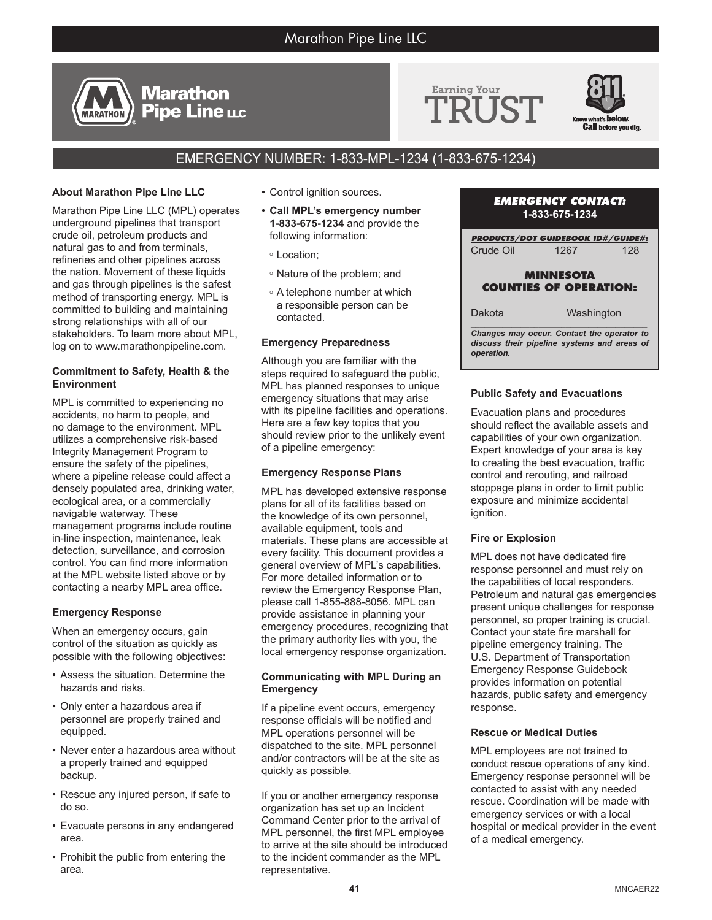# Marathon Pipe Line LLC

Marathon Pipe Line LLC

Earning Your TRUST

811. Know what's below. Call before you dig.

## EMERGENCY NUMBER: 1-833-MPL-1234 (1-833-675-1234)

### About Marathon Pipe Line LLC

Marathon Pipe Line LLC (MPL) operates underground pipelines that transport crude oil, petroleum products and natural gas to and from terminals, refineries and other pipelines across the nation. Movement of these liquids and gas through pipelines is the safest method of transporting energy. MPL is committed to building and maintaining strong relationships with all of our stakeholders. To learn more about MPL, log on to www.marathonpipeline.com.

### Commitment to Safety, Health & the Environment

MPL is committed to experiencing no accidents, no harm to people, and no damage to the environment. MPL utilizes a comprehensive risk-based Integrity Management Program to ensure the safety of the pipelines, where a pipeline release could affect a densely populated area, drinking water, ecological area, or a commercially navigable waterway. These management programs include routine in-line inspection, maintenance, leak detection, surveillance, and corrosion control. You can find more information at the MPL website listed above or by contacting a nearby MPL area office.

### Emergency Response

When an emergency occurs, gain control of the situation as quickly as possible with the following objectives:

- Assess the situation. Determine the hazards and risks.
- Only enter a hazardous area if personnel are properly trained and equipped.
- Never enter a hazardous area without a properly trained and equipped backup.
- Rescue any injured person, if safe to do so.
- Evacuate persons in any endangered area.
- Prohibit the public from entering the area.
- Control ignition sources.
- **Call MPL's emergency number 1-833-675-1234** and provide the following information:
  - Location;
  - Nature of the problem; and
  - A telephone number at which a responsible person can be contacted.

### Emergency Preparedness

Although you are familiar with the steps required to safeguard the public, MPL has planned responses to unique emergency situations that may arise with its pipeline facilities and operations. Here are a few key topics that you should review prior to the unlikely event of a pipeline emergency:

### Emergency Response Plans

MPL has developed extensive response plans for all of its facilities based on the knowledge of its own personnel, available equipment, tools and materials. These plans are accessible at every facility. This document provides a general overview of MPL's capabilities. For more detailed information or to review the Emergency Response Plan, please call 1-855-888-8056. MPL can provide assistance in planning your emergency procedures, recognizing that the primary authority lies with you, the local emergency response organization.

### Communicating with MPL During an Emergency

If a pipeline event occurs, emergency response officials will be notified and MPL operations personnel will be dispatched to the site. MPL personnel and/or contractors will be at the site as quickly as possible.

If you or another emergency response organization has set up an Incident Command Center prior to the arrival of MPL personnel, the first MPL employee to arrive at the site should be introduced to the incident commander as the MPL representative.

**_EMERGENCY CONTACT:_**
**1-833-675-1234**

***PRODUCTS/DOT GUIDEBOOK ID#/GUIDE#:***

| Product | ID# | Guide# |
|---|---|---|
| Crude Oil | 1267 | 128 |

**MINNESOTA COUNTIES OF OPERATION:**

Dakota    Washington

***Changes may occur. Contact the operator to discuss their pipeline systems and areas of operation.***

### Public Safety and Evacuations

Evacuation plans and procedures should reflect the available assets and capabilities of your own organization. Expert knowledge of your area is key to creating the best evacuation, traffic control and rerouting, and railroad stoppage plans in order to limit public exposure and minimize accidental ignition.

### Fire or Explosion

MPL does not have dedicated fire response personnel and must rely on the capabilities of local responders. Petroleum and natural gas emergencies present unique challenges for response personnel, so proper training is crucial. Contact your state fire marshall for pipeline emergency training. The U.S. Department of Transportation Emergency Response Guidebook provides information on potential hazards, public safety and emergency response.

### Rescue or Medical Duties

MPL employees are not trained to conduct rescue operations of any kind. Emergency response personnel will be contacted to assist with any needed rescue. Coordination will be made with emergency services or with a local hospital or medical provider in the event of a medical emergency.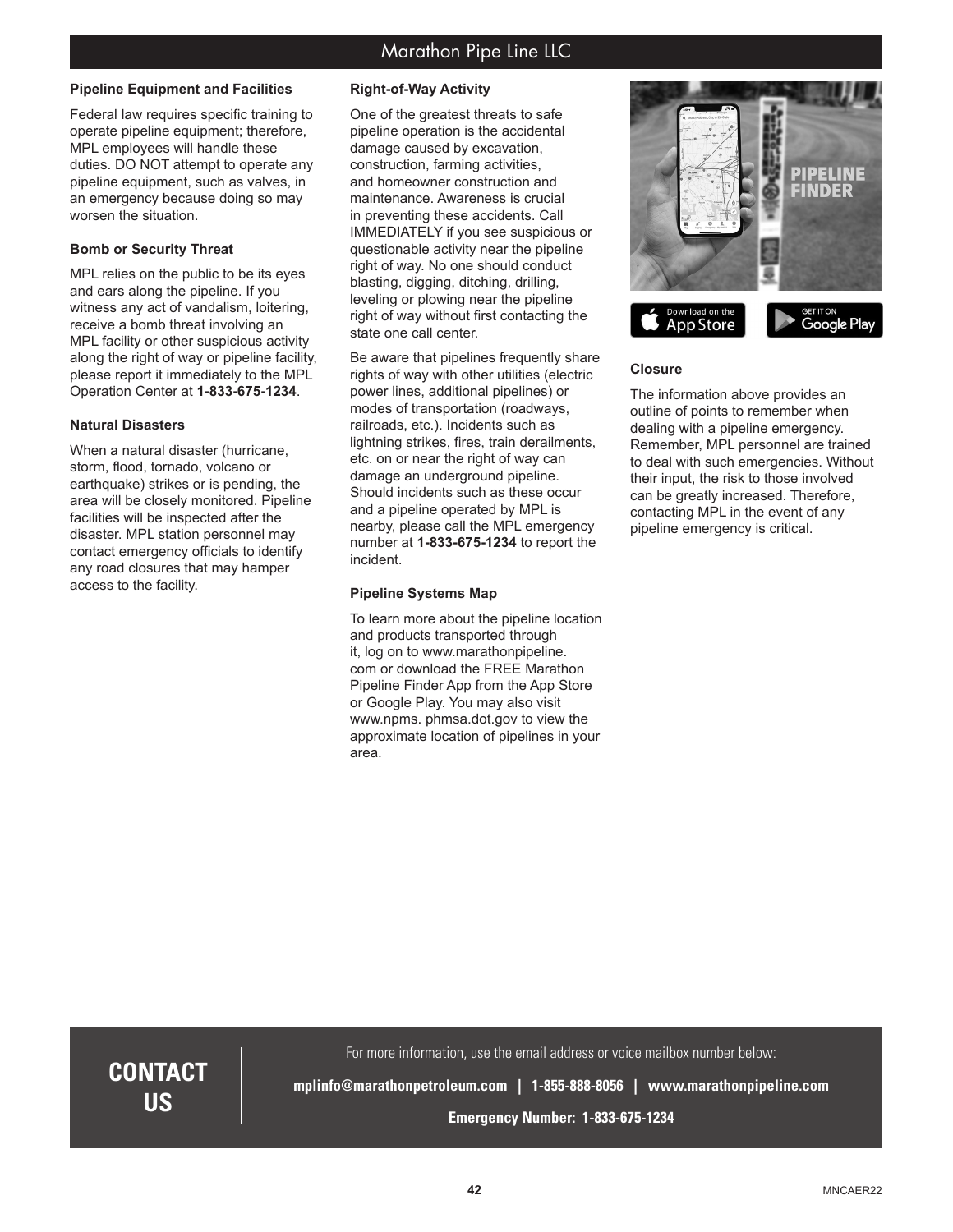## Pipeline Equipment and Facilities

Federal law requires specific training to operate pipeline equipment; therefore, MPL employees will handle these duties. DO NOT attempt to operate any pipeline equipment, such as valves, in an emergency because doing so may worsen the situation.

## Bomb or Security Threat

MPL relies on the public to be its eyes and ears along the pipeline. If you witness any act of vandalism, loitering, receive a bomb threat involving an MPL facility or other suspicious activity along the right of way or pipeline facility, please report it immediately to the MPL Operation Center at **1-833-675-1234**.

## Natural Disasters

When a natural disaster (hurricane, storm, flood, tornado, volcano or earthquake) strikes or is pending, the area will be closely monitored. Pipeline facilities will be inspected after the disaster. MPL station personnel may contact emergency officials to identify any road closures that may hamper access to the facility.

## Right-of-Way Activity

One of the greatest threats to safe pipeline operation is the accidental damage caused by excavation, construction, farming activities, and homeowner construction and maintenance. Awareness is crucial in preventing these accidents. Call IMMEDIATELY if you see suspicious or questionable activity near the pipeline right of way. No one should conduct blasting, digging, ditching, drilling, leveling or plowing near the pipeline right of way without first contacting the state one call center.

Be aware that pipelines frequently share rights of way with other utilities (electric power lines, additional pipelines) or modes of transportation (roadways, railroads, etc.). Incidents such as lightning strikes, fires, train derailments, etc. on or near the right of way can damage an underground pipeline. Should incidents such as these occur and a pipeline operated by MPL is nearby, please call the MPL emergency number at **1-833-675-1234** to report the incident.

## Pipeline Systems Map

To learn more about the pipeline location and products transported through it, log on to www.marathonpipeline.com or download the FREE Marathon Pipeline Finder App from the App Store or Google Play. You may also visit www.npms. phmsa.dot.gov to view the approximate location of pipelines in your area.

PIPELINE FINDER

Download on the App Store

GET IT ON Google Play

## Closure

The information above provides an outline of points to remember when dealing with a pipeline emergency. Remember, MPL personnel are trained to deal with such emergencies. Without their input, the risk to those involved can be greatly increased. Therefore, contacting MPL in the event of any pipeline emergency is critical.

## CONTACT US

For more information, use the email address or voice mailbox number below:

**mplinfo@marathonpetroleum.com | 1-855-888-8056 | www.marathonpipeline.com**

**Emergency Number: 1-833-675-1234**